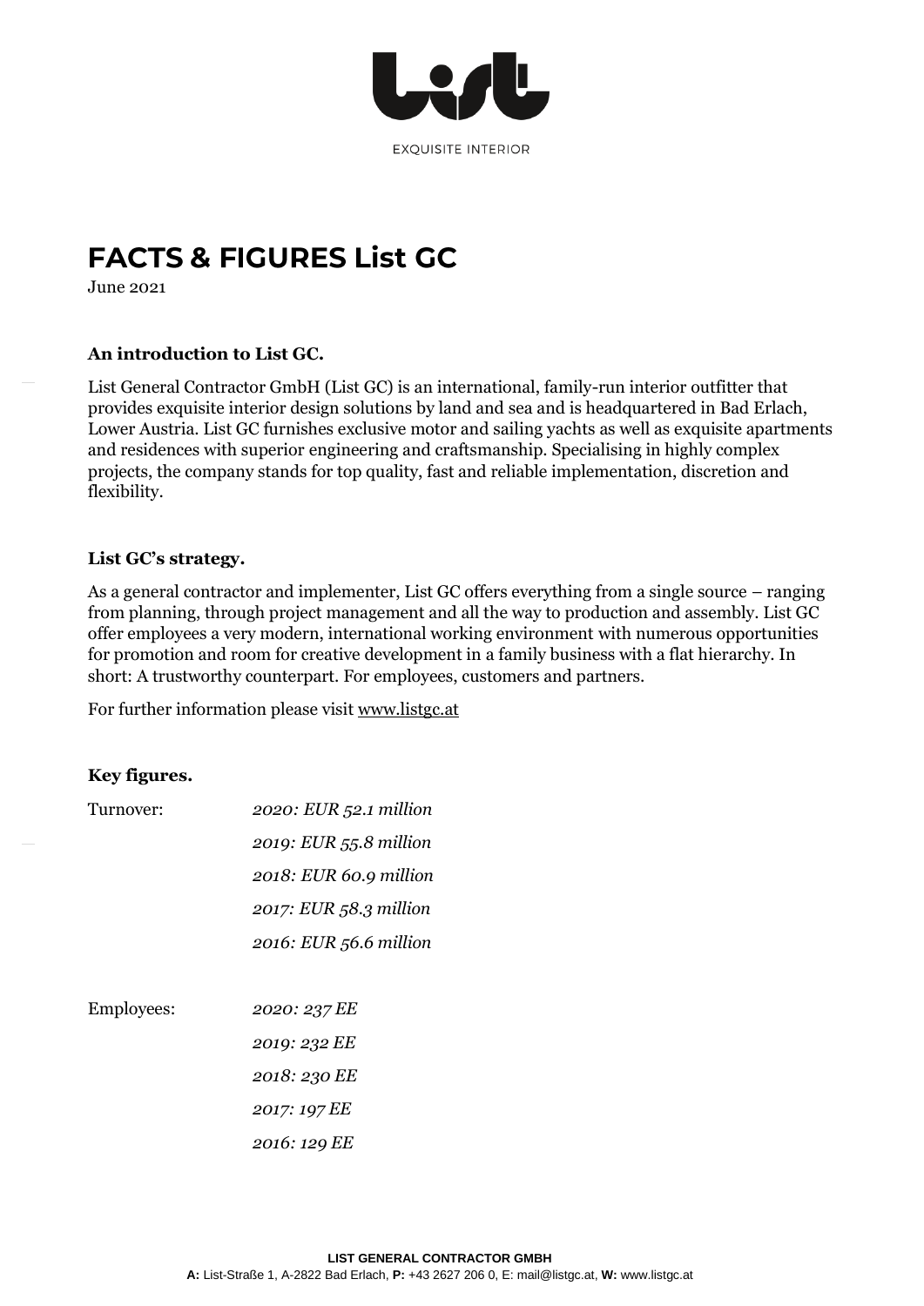EXQUISITE INTERIOR

# FACTS & FIGURES List GC

June 2021

### An introduction to List GC.

List General Contractor GmbH (List GC) is an international, family-run interior outfitter that provides exquisite interior design solutions by land and sea and is headquartered in Bad Erlach, Lower Austria. List GC furnishes exclusive motor and sailing yachts as well as exquisite apartments and residences with superior engineering and craftsmanship. Specialising in highly complex projects, the company stands for top quality, fast and reliable implementation, discretion and flexibility.

### List GC's strategy.

As a general contractor and implementer, List GC offers everything from a single source – ranging from planning, through project management and all the way to production and assembly. List GC offer employees a very modern, international working environment with numerous opportunities for promotion and room for creative development in a family business with a flat hierarchy. In short: A trustworthy counterpart. For employees, customers and partners.

For further information please visit www.listgc.at

### Key figures.

Turnover:
*2020: EUR 52.1 million*
*2019: EUR 55.8 million*
*2018: EUR 60.9 million*
*2017: EUR 58.3 million*
*2016: EUR 56.6 million*

Employees:
*2020: 237 EE*
*2019: 232 EE*
*2018: 230 EE*
*2017: 197 EE*
*2016: 129 EE*

**LIST GENERAL CONTRACTOR GMBH**
**A:** List-Straße 1, A-2822 Bad Erlach, **P:** +43 2627 206 0, E: mail@listgc.at, **W:** www.listgc.at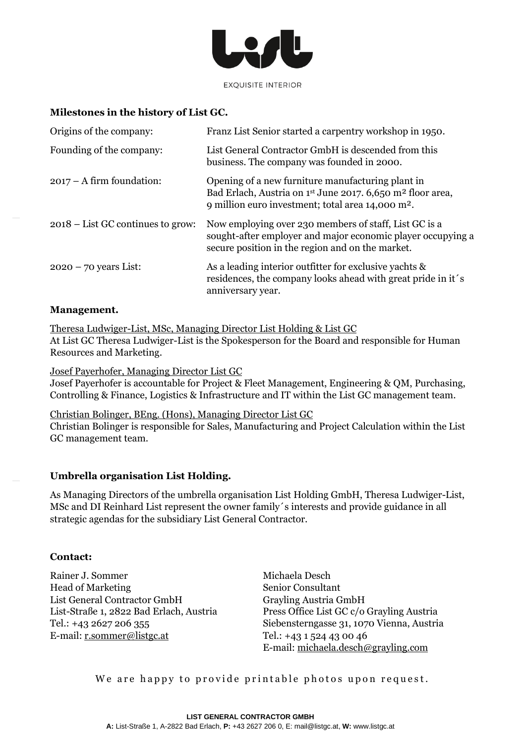EXQUISITE INTERIOR

**Milestones in the history of List GC.**

| | |
|---|---|
| Origins of the company: | Franz List Senior started a carpentry workshop in 1950. |
| Founding of the company: | List General Contractor GmbH is descended from this business. The company was founded in 2000. |
| 2017 – A firm foundation: | Opening of a new furniture manufacturing plant in Bad Erlach, Austria on 1st June 2017. 6,650 m² floor area, 9 million euro investment; total area 14,000 m². |
| 2018 – List GC continues to grow: | Now employing over 230 members of staff, List GC is a sought-after employer and major economic player occupying a secure position in the region and on the market. |
| 2020 – 70 years List: | As a leading interior outfitter for exclusive yachts & residences, the company looks ahead with great pride in it´s anniversary year. |

**Management.**

Theresa Ludwiger-List, MSc, Managing Director List Holding & List GC
At List GC Theresa Ludwiger-List is the Spokesperson for the Board and responsible for Human Resources and Marketing.

Josef Payerhofer, Managing Director List GC
Josef Payerhofer is accountable for Project & Fleet Management, Engineering & QM, Purchasing, Controlling & Finance, Logistics & Infrastructure and IT within the List GC management team.

Christian Bolinger, BEng. (Hons), Managing Director List GC
Christian Bolinger is responsible for Sales, Manufacturing and Project Calculation within the List GC management team.

**Umbrella organisation List Holding.**

As Managing Directors of the umbrella organisation List Holding GmbH, Theresa Ludwiger-List, MSc and DI Reinhard List represent the owner family´s interests and provide guidance in all strategic agendas for the subsidiary List General Contractor.

**Contact:**

Rainer J. Sommer
Head of Marketing
List General Contractor GmbH
List-Straße 1, 2822 Bad Erlach, Austria
Tel.: +43 2627 206 355
E-mail: r.sommer@listgc.at

Michaela Desch
Senior Consultant
Grayling Austria GmbH
Press Office List GC c/o Grayling Austria
Siebensterngasse 31, 1070 Vienna, Austria
Tel.: +43 1 524 43 00 46
E-mail: michaela.desch@grayling.com

We are happy to provide printable photos upon request.

**LIST GENERAL CONTRACTOR GMBH**
**A:** List-Straße 1, A-2822 Bad Erlach, **P:** +43 2627 206 0, E: mail@listgc.at, **W:** www.listgc.at